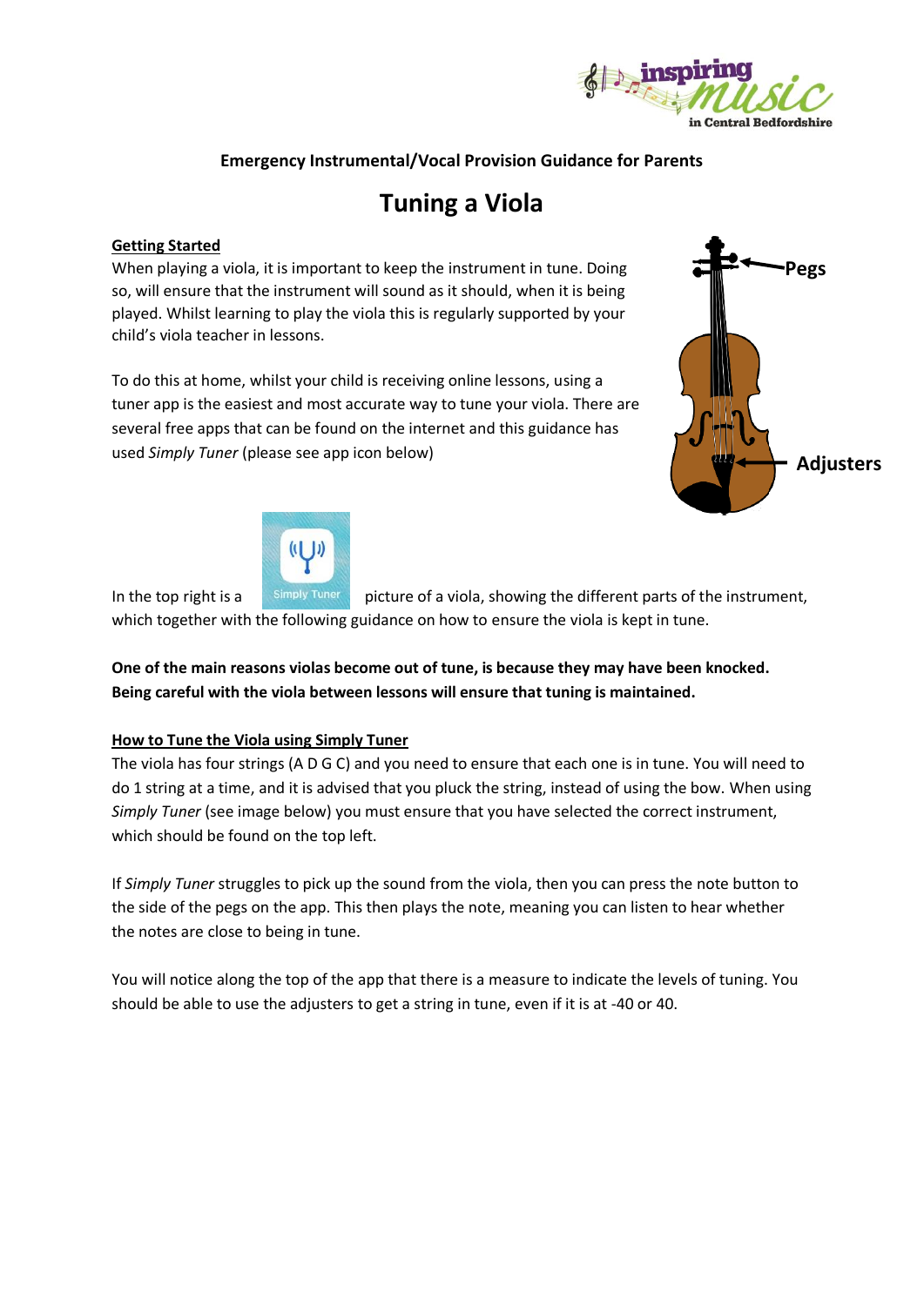**Emergency Instrumental/Vocal Provision Guidance for Parents**

# Tuning a Viola

## Getting Started

When playing a viola, it is important to keep the instrument in tune. Doing so, will ensure that the instrument will sound as it should, when it is being played. Whilst learning to play the viola this is regularly supported by your child's viola teacher in lessons.

To do this at home, whilst your child is receiving online lessons, using a tuner app is the easiest and most accurate way to tune your viola. There are several free apps that can be found on the internet and this guidance has used *Simply Tuner* (please see app icon below)

Pegs

Adjusters

Simply Tuner

In the top right is a picture of a viola, showing the different parts of the instrument, which together with the following guidance on how to ensure the viola is kept in tune.

**One of the main reasons violas become out of tune, is because they may have been knocked. Being careful with the viola between lessons will ensure that tuning is maintained.**

## How to Tune the Viola using Simply Tuner

The viola has four strings (A D G C) and you need to ensure that each one is in tune. You will need to do 1 string at a time, and it is advised that you pluck the string, instead of using the bow. When using *Simply Tuner* (see image below) you must ensure that you have selected the correct instrument, which should be found on the top left.

If *Simply Tuner* struggles to pick up the sound from the viola, then you can press the note button to the side of the pegs on the app. This then plays the note, meaning you can listen to hear whether the notes are close to being in tune.

You will notice along the top of the app that there is a measure to indicate the levels of tuning. You should be able to use the adjusters to get a string in tune, even if it is at -40 or 40.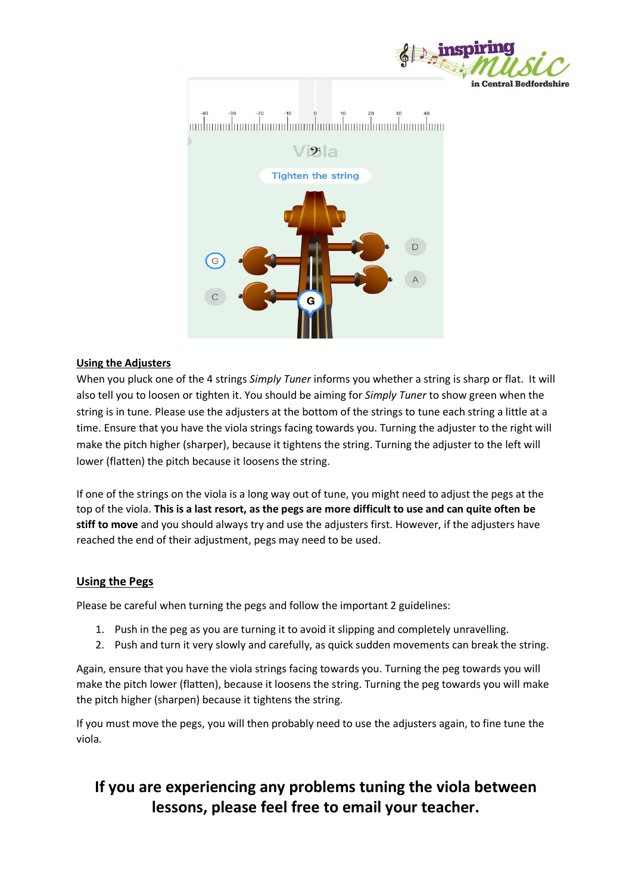## Using the Adjusters

When you pluck one of the 4 strings *Simply Tuner* informs you whether a string is sharp or flat. It will also tell you to loosen or tighten it. You should be aiming for *Simply Tuner* to show green when the string is in tune. Please use the adjusters at the bottom of the strings to tune each string a little at a time. Ensure that you have the viola strings facing towards you. Turning the adjuster to the right will make the pitch higher (sharper), because it tightens the string. Turning the adjuster to the left will lower (flatten) the pitch because it loosens the string.

If one of the strings on the viola is a long way out of tune, you might need to adjust the pegs at the top of the viola. **This is a last resort, as the pegs are more difficult to use and can quite often be stiff to move** and you should always try and use the adjusters first. However, if the adjusters have reached the end of their adjustment, pegs may need to be used.

## Using the Pegs

Please be careful when turning the pegs and follow the important 2 guidelines:

1. Push in the peg as you are turning it to avoid it slipping and completely unravelling.
2. Push and turn it very slowly and carefully, as quick sudden movements can break the string.

Again, ensure that you have the viola strings facing towards you. Turning the peg towards you will make the pitch lower (flatten), because it loosens the string. Turning the peg towards you will make the pitch higher (sharpen) because it tightens the string.

If you must move the pegs, you will then probably need to use the adjusters again, to fine tune the viola.

## If you are experiencing any problems tuning the viola between lessons, please feel free to email your teacher.